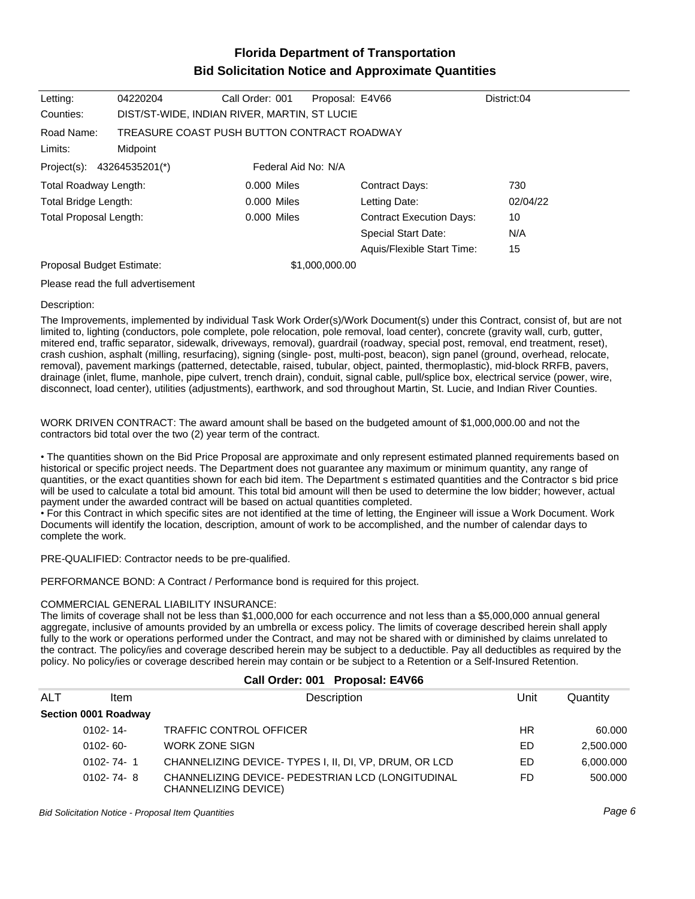# Florida Department of Transportation
## Bid Solicitation Notice and Approximate Quantities

| | | | | |
|---|---|---|---|---|
| Letting: | 04220204 | Call Order: 001 | Proposal: E4V66 | District:04 |

Counties: DIST/ST-WIDE, INDIAN RIVER, MARTIN, ST LUCIE

Road Name: TREASURE COAST PUSH BUTTON CONTRACT ROADWAY

Limits: Midpoint

Project(s): 43264535201(*) Federal Aid No: N/A

| | | | |
|---|---|---|---|
| Total Roadway Length: | 0.000 Miles | Contract Days: | 730 |
| Total Bridge Length: | 0.000 Miles | Letting Date: | 02/04/22 |
| Total Proposal Length: | 0.000 Miles | Contract Execution Days: | 10 |
| | | Special Start Date: | N/A |
| | | Aquis/Flexible Start Time: | 15 |

Proposal Budget Estimate: $1,000,000.00

Please read the full advertisement

Description:

The Improvements, implemented by individual Task Work Order(s)/Work Document(s) under this Contract, consist of, but are not limited to, lighting (conductors, pole complete, pole relocation, pole removal, load center), concrete (gravity wall, curb, gutter, mitered end, traffic separator, sidewalk, driveways, removal), guardrail (roadway, special post, removal, end treatment, reset), crash cushion, asphalt (milling, resurfacing), signing (single- post, multi-post, beacon), sign panel (ground, overhead, relocate, removal), pavement markings (patterned, detectable, raised, tubular, object, painted, thermoplastic), mid-block RRFB, pavers, drainage (inlet, flume, manhole, pipe culvert, trench drain), conduit, signal cable, pull/splice box, electrical service (power, wire, disconnect, load center), utilities (adjustments), earthwork, and sod throughout Martin, St. Lucie, and Indian River Counties.

WORK DRIVEN CONTRACT: The award amount shall be based on the budgeted amount of $1,000,000.00 and not the contractors bid total over the two (2) year term of the contract.

- The quantities shown on the Bid Price Proposal are approximate and only represent estimated planned requirements based on historical or specific project needs. The Department does not guarantee any maximum or minimum quantity, any range of quantities, or the exact quantities shown for each bid item. The Department s estimated quantities and the Contractor s bid price will be used to calculate a total bid amount. This total bid amount will then be used to determine the low bidder; however, actual payment under the awarded contract will be based on actual quantities completed.
- For this Contract in which specific sites are not identified at the time of letting, the Engineer will issue a Work Document. Work Documents will identify the location, description, amount of work to be accomplished, and the number of calendar days to complete the work.

PRE-QUALIFIED: Contractor needs to be pre-qualified.

PERFORMANCE BOND: A Contract / Performance bond is required for this project.

COMMERCIAL GENERAL LIABILITY INSURANCE:
The limits of coverage shall not be less than $1,000,000 for each occurrence and not less than a $5,000,000 annual general aggregate, inclusive of amounts provided by an umbrella or excess policy. The limits of coverage described herein shall apply fully to the work or operations performed under the Contract, and may not be shared with or diminished by claims unrelated to the contract. The policy/ies and coverage described herein may be subject to a deductible. Pay all deductibles as required by the policy. No policy/ies or coverage described herein may contain or be subject to a Retention or a Self-Insured Retention.

### Call Order: 001 Proposal: E4V66

| ALT | Item | Description | Unit | Quantity |
|---|---|---|---|---|
| **Section 0001 Roadway** | | | | |
| | 0102- 14- | TRAFFIC CONTROL OFFICER | HR | 60.000 |
| | 0102- 60- | WORK ZONE SIGN | ED | 2,500.000 |
| | 0102- 74- 1 | CHANNELIZING DEVICE- TYPES I, II, DI, VP, DRUM, OR LCD | ED | 6,000.000 |
| | 0102- 74- 8 | CHANNELIZING DEVICE- PEDESTRIAN LCD (LONGITUDINAL CHANNELIZING DEVICE) | FD | 500.000 |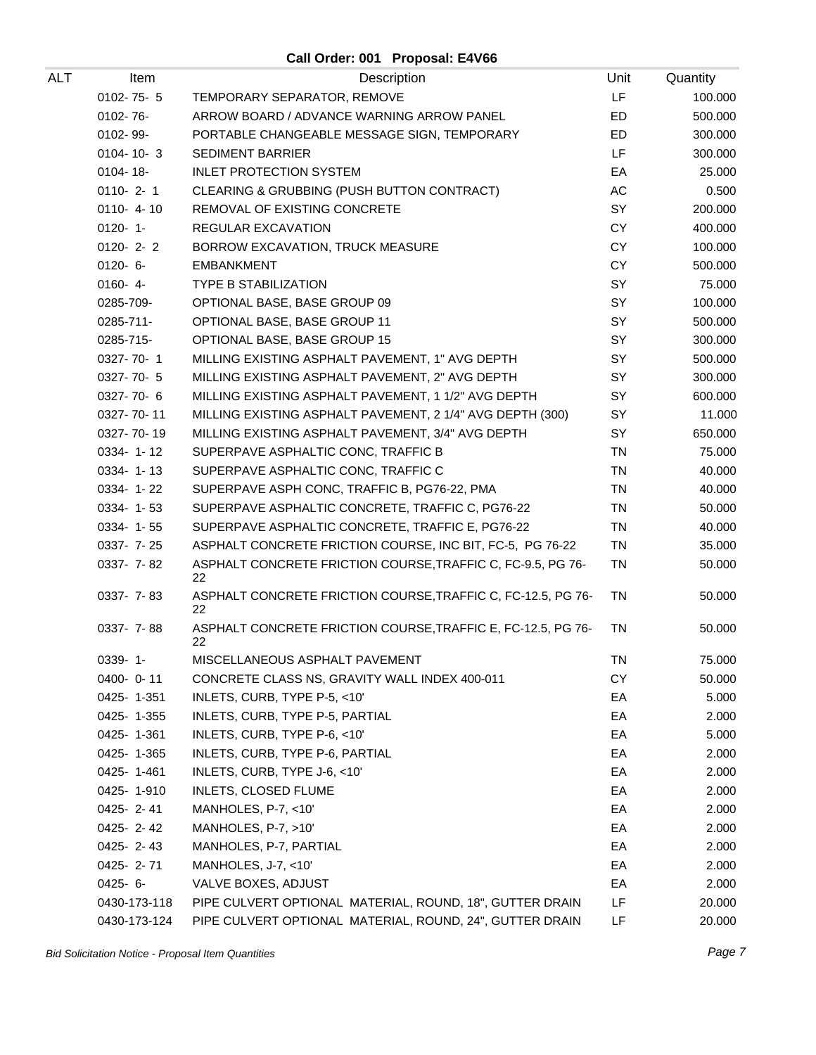**Call Order: 001 Proposal: E4V66**

| ALT | Item | Description | Unit | Quantity |
|---|---|---|---|---|
| | 0102- 75- 5 | TEMPORARY SEPARATOR, REMOVE | LF | 100.000 |
| | 0102- 76- | ARROW BOARD / ADVANCE WARNING ARROW PANEL | ED | 500.000 |
| | 0102- 99- | PORTABLE CHANGEABLE MESSAGE SIGN, TEMPORARY | ED | 300.000 |
| | 0104- 10- 3 | SEDIMENT BARRIER | LF | 300.000 |
| | 0104- 18- | INLET PROTECTION SYSTEM | EA | 25.000 |
| | 0110- 2- 1 | CLEARING & GRUBBING (PUSH BUTTON CONTRACT) | AC | 0.500 |
| | 0110- 4- 10 | REMOVAL OF EXISTING CONCRETE | SY | 200.000 |
| | 0120- 1- | REGULAR EXCAVATION | CY | 400.000 |
| | 0120- 2- 2 | BORROW EXCAVATION, TRUCK MEASURE | CY | 100.000 |
| | 0120- 6- | EMBANKMENT | CY | 500.000 |
| | 0160- 4- | TYPE B STABILIZATION | SY | 75.000 |
| | 0285-709- | OPTIONAL BASE, BASE GROUP 09 | SY | 100.000 |
| | 0285-711- | OPTIONAL BASE, BASE GROUP 11 | SY | 500.000 |
| | 0285-715- | OPTIONAL BASE, BASE GROUP 15 | SY | 300.000 |
| | 0327- 70- 1 | MILLING EXISTING ASPHALT PAVEMENT, 1" AVG DEPTH | SY | 500.000 |
| | 0327- 70- 5 | MILLING EXISTING ASPHALT PAVEMENT, 2" AVG DEPTH | SY | 300.000 |
| | 0327- 70- 6 | MILLING EXISTING ASPHALT PAVEMENT, 1 1/2" AVG DEPTH | SY | 600.000 |
| | 0327- 70- 11 | MILLING EXISTING ASPHALT PAVEMENT, 2 1/4" AVG DEPTH (300) | SY | 11.000 |
| | 0327- 70- 19 | MILLING EXISTING ASPHALT PAVEMENT, 3/4" AVG DEPTH | SY | 650.000 |
| | 0334- 1- 12 | SUPERPAVE ASPHALTIC CONC, TRAFFIC B | TN | 75.000 |
| | 0334- 1- 13 | SUPERPAVE ASPHALTIC CONC, TRAFFIC C | TN | 40.000 |
| | 0334- 1- 22 | SUPERPAVE ASPH CONC, TRAFFIC B, PG76-22, PMA | TN | 40.000 |
| | 0334- 1- 53 | SUPERPAVE ASPHALTIC CONCRETE, TRAFFIC C, PG76-22 | TN | 50.000 |
| | 0334- 1- 55 | SUPERPAVE ASPHALTIC CONCRETE, TRAFFIC E, PG76-22 | TN | 40.000 |
| | 0337- 7- 25 | ASPHALT CONCRETE FRICTION COURSE, INC BIT, FC-5, PG 76-22 | TN | 35.000 |
| | 0337- 7- 82 | ASPHALT CONCRETE FRICTION COURSE,TRAFFIC C, FC-9.5, PG 76-22 | TN | 50.000 |
| | 0337- 7- 83 | ASPHALT CONCRETE FRICTION COURSE,TRAFFIC C, FC-12.5, PG 76-22 | TN | 50.000 |
| | 0337- 7- 88 | ASPHALT CONCRETE FRICTION COURSE,TRAFFIC E, FC-12.5, PG 76-22 | TN | 50.000 |
| | 0339- 1- | MISCELLANEOUS ASPHALT PAVEMENT | TN | 75.000 |
| | 0400- 0- 11 | CONCRETE CLASS NS, GRAVITY WALL INDEX 400-011 | CY | 50.000 |
| | 0425- 1-351 | INLETS, CURB, TYPE P-5, <10' | EA | 5.000 |
| | 0425- 1-355 | INLETS, CURB, TYPE P-5, PARTIAL | EA | 2.000 |
| | 0425- 1-361 | INLETS, CURB, TYPE P-6, <10' | EA | 5.000 |
| | 0425- 1-365 | INLETS, CURB, TYPE P-6, PARTIAL | EA | 2.000 |
| | 0425- 1-461 | INLETS, CURB, TYPE J-6, <10' | EA | 2.000 |
| | 0425- 1-910 | INLETS, CLOSED FLUME | EA | 2.000 |
| | 0425- 2- 41 | MANHOLES, P-7, <10' | EA | 2.000 |
| | 0425- 2- 42 | MANHOLES, P-7, >10' | EA | 2.000 |
| | 0425- 2- 43 | MANHOLES, P-7, PARTIAL | EA | 2.000 |
| | 0425- 2- 71 | MANHOLES, J-7, <10' | EA | 2.000 |
| | 0425- 6- | VALVE BOXES, ADJUST | EA | 2.000 |
| | 0430-173-118 | PIPE CULVERT OPTIONAL MATERIAL, ROUND, 18", GUTTER DRAIN | LF | 20.000 |
| | 0430-173-124 | PIPE CULVERT OPTIONAL MATERIAL, ROUND, 24", GUTTER DRAIN | LF | 20.000 |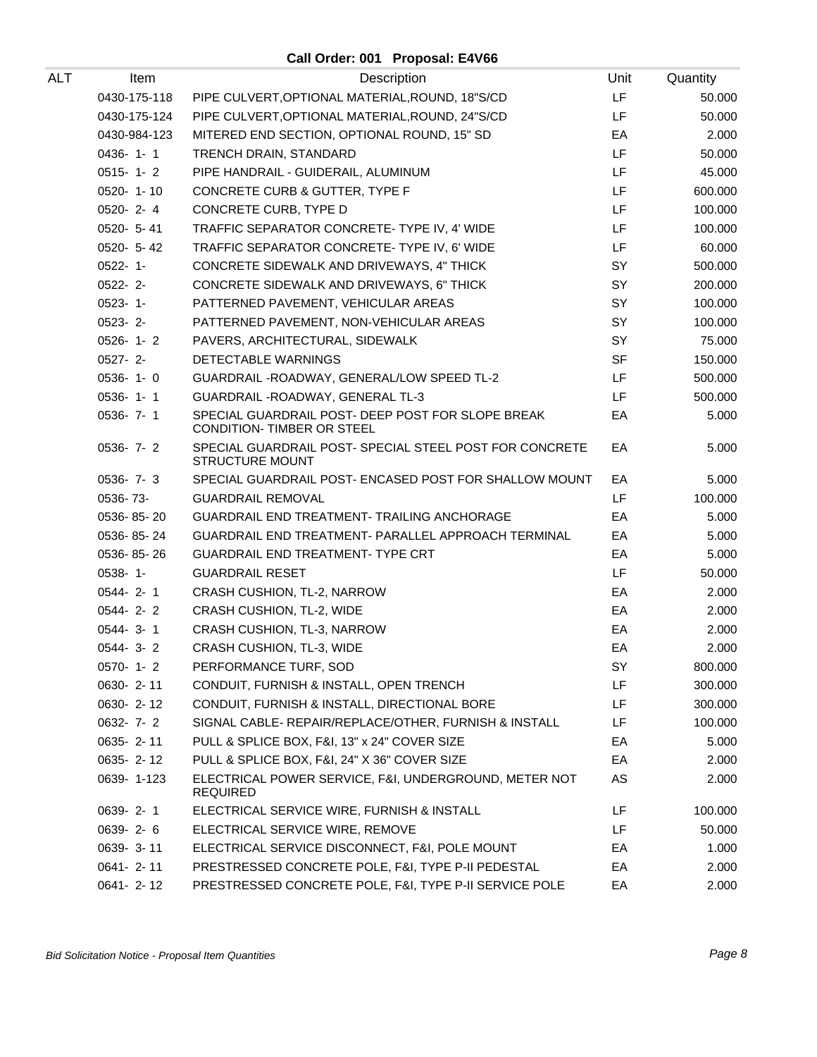## Call Order: 001 Proposal: E4V66

| ALT | Item | Description | Unit | Quantity |
|---|---|---|---|---|
| | 0430-175-118 | PIPE CULVERT,OPTIONAL MATERIAL,ROUND, 18"S/CD | LF | 50.000 |
| | 0430-175-124 | PIPE CULVERT,OPTIONAL MATERIAL,ROUND, 24"S/CD | LF | 50.000 |
| | 0430-984-123 | MITERED END SECTION, OPTIONAL ROUND, 15" SD | EA | 2.000 |
| | 0436- 1- 1 | TRENCH DRAIN, STANDARD | LF | 50.000 |
| | 0515- 1- 2 | PIPE HANDRAIL - GUIDERAIL, ALUMINUM | LF | 45.000 |
| | 0520- 1- 10 | CONCRETE CURB & GUTTER, TYPE F | LF | 600.000 |
| | 0520- 2- 4 | CONCRETE CURB, TYPE D | LF | 100.000 |
| | 0520- 5- 41 | TRAFFIC SEPARATOR CONCRETE- TYPE IV, 4' WIDE | LF | 100.000 |
| | 0520- 5- 42 | TRAFFIC SEPARATOR CONCRETE- TYPE IV, 6' WIDE | LF | 60.000 |
| | 0522- 1- | CONCRETE SIDEWALK AND DRIVEWAYS, 4" THICK | SY | 500.000 |
| | 0522- 2- | CONCRETE SIDEWALK AND DRIVEWAYS, 6" THICK | SY | 200.000 |
| | 0523- 1- | PATTERNED PAVEMENT, VEHICULAR AREAS | SY | 100.000 |
| | 0523- 2- | PATTERNED PAVEMENT, NON-VEHICULAR AREAS | SY | 100.000 |
| | 0526- 1- 2 | PAVERS, ARCHITECTURAL, SIDEWALK | SY | 75.000 |
| | 0527- 2- | DETECTABLE WARNINGS | SF | 150.000 |
| | 0536- 1- 0 | GUARDRAIL -ROADWAY, GENERAL/LOW SPEED TL-2 | LF | 500.000 |
| | 0536- 1- 1 | GUARDRAIL -ROADWAY, GENERAL TL-3 | LF | 500.000 |
| | 0536- 7- 1 | SPECIAL GUARDRAIL POST- DEEP POST FOR SLOPE BREAK CONDITION- TIMBER OR STEEL | EA | 5.000 |
| | 0536- 7- 2 | SPECIAL GUARDRAIL POST- SPECIAL STEEL POST FOR CONCRETE STRUCTURE MOUNT | EA | 5.000 |
| | 0536- 7- 3 | SPECIAL GUARDRAIL POST- ENCASED POST FOR SHALLOW MOUNT | EA | 5.000 |
| | 0536- 73- | GUARDRAIL REMOVAL | LF | 100.000 |
| | 0536- 85- 20 | GUARDRAIL END TREATMENT- TRAILING ANCHORAGE | EA | 5.000 |
| | 0536- 85- 24 | GUARDRAIL END TREATMENT- PARALLEL APPROACH TERMINAL | EA | 5.000 |
| | 0536- 85- 26 | GUARDRAIL END TREATMENT- TYPE CRT | EA | 5.000 |
| | 0538- 1- | GUARDRAIL RESET | LF | 50.000 |
| | 0544- 2- 1 | CRASH CUSHION, TL-2, NARROW | EA | 2.000 |
| | 0544- 2- 2 | CRASH CUSHION, TL-2, WIDE | EA | 2.000 |
| | 0544- 3- 1 | CRASH CUSHION, TL-3, NARROW | EA | 2.000 |
| | 0544- 3- 2 | CRASH CUSHION, TL-3, WIDE | EA | 2.000 |
| | 0570- 1- 2 | PERFORMANCE TURF, SOD | SY | 800.000 |
| | 0630- 2- 11 | CONDUIT, FURNISH & INSTALL, OPEN TRENCH | LF | 300.000 |
| | 0630- 2- 12 | CONDUIT, FURNISH & INSTALL, DIRECTIONAL BORE | LF | 300.000 |
| | 0632- 7- 2 | SIGNAL CABLE- REPAIR/REPLACE/OTHER, FURNISH & INSTALL | LF | 100.000 |
| | 0635- 2- 11 | PULL & SPLICE BOX, F&I, 13" x 24" COVER SIZE | EA | 5.000 |
| | 0635- 2- 12 | PULL & SPLICE BOX, F&I, 24" X 36" COVER SIZE | EA | 2.000 |
| | 0639- 1-123 | ELECTRICAL POWER SERVICE, F&I, UNDERGROUND, METER NOT REQUIRED | AS | 2.000 |
| | 0639- 2- 1 | ELECTRICAL SERVICE WIRE, FURNISH & INSTALL | LF | 100.000 |
| | 0639- 2- 6 | ELECTRICAL SERVICE WIRE, REMOVE | LF | 50.000 |
| | 0639- 3- 11 | ELECTRICAL SERVICE DISCONNECT, F&I, POLE MOUNT | EA | 1.000 |
| | 0641- 2- 11 | PRESTRESSED CONCRETE POLE, F&I, TYPE P-II PEDESTAL | EA | 2.000 |
| | 0641- 2- 12 | PRESTRESSED CONCRETE POLE, F&I, TYPE P-II SERVICE POLE | EA | 2.000 |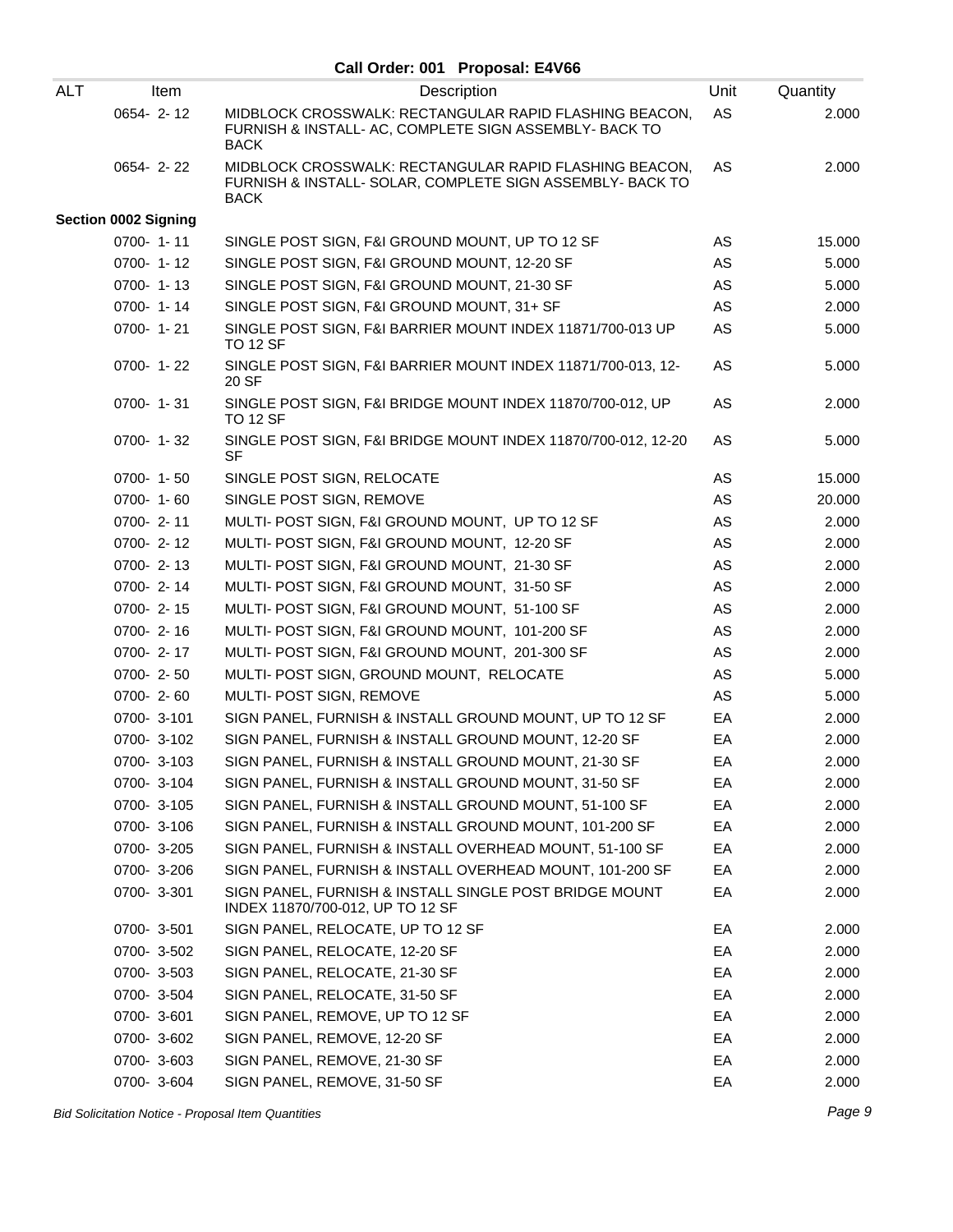## Call Order: 001 Proposal: E4V66

| ALT | Item | Description | Unit | Quantity |
|---|---|---|---|---|
| | 0654- 2- 12 | MIDBLOCK CROSSWALK: RECTANGULAR RAPID FLASHING BEACON, FURNISH & INSTALL- AC, COMPLETE SIGN ASSEMBLY- BACK TO BACK | AS | 2.000 |
| | 0654- 2- 22 | MIDBLOCK CROSSWALK: RECTANGULAR RAPID FLASHING BEACON, FURNISH & INSTALL- SOLAR, COMPLETE SIGN ASSEMBLY- BACK TO BACK | AS | 2.000 |
| **Section 0002 Signing** | | | | |
| | 0700- 1- 11 | SINGLE POST SIGN, F&I GROUND MOUNT, UP TO 12 SF | AS | 15.000 |
| | 0700- 1- 12 | SINGLE POST SIGN, F&I GROUND MOUNT, 12-20 SF | AS | 5.000 |
| | 0700- 1- 13 | SINGLE POST SIGN, F&I GROUND MOUNT, 21-30 SF | AS | 5.000 |
| | 0700- 1- 14 | SINGLE POST SIGN, F&I GROUND MOUNT, 31+ SF | AS | 2.000 |
| | 0700- 1- 21 | SINGLE POST SIGN, F&I BARRIER MOUNT INDEX 11871/700-013 UP TO 12 SF | AS | 5.000 |
| | 0700- 1- 22 | SINGLE POST SIGN, F&I BARRIER MOUNT INDEX 11871/700-013, 12-20 SF | AS | 5.000 |
| | 0700- 1- 31 | SINGLE POST SIGN, F&I BRIDGE MOUNT INDEX 11870/700-012, UP TO 12 SF | AS | 2.000 |
| | 0700- 1- 32 | SINGLE POST SIGN, F&I BRIDGE MOUNT INDEX 11870/700-012, 12-20 SF | AS | 5.000 |
| | 0700- 1- 50 | SINGLE POST SIGN, RELOCATE | AS | 15.000 |
| | 0700- 1- 60 | SINGLE POST SIGN, REMOVE | AS | 20.000 |
| | 0700- 2- 11 | MULTI- POST SIGN, F&I GROUND MOUNT, UP TO 12 SF | AS | 2.000 |
| | 0700- 2- 12 | MULTI- POST SIGN, F&I GROUND MOUNT, 12-20 SF | AS | 2.000 |
| | 0700- 2- 13 | MULTI- POST SIGN, F&I GROUND MOUNT, 21-30 SF | AS | 2.000 |
| | 0700- 2- 14 | MULTI- POST SIGN, F&I GROUND MOUNT, 31-50 SF | AS | 2.000 |
| | 0700- 2- 15 | MULTI- POST SIGN, F&I GROUND MOUNT, 51-100 SF | AS | 2.000 |
| | 0700- 2- 16 | MULTI- POST SIGN, F&I GROUND MOUNT, 101-200 SF | AS | 2.000 |
| | 0700- 2- 17 | MULTI- POST SIGN, F&I GROUND MOUNT, 201-300 SF | AS | 2.000 |
| | 0700- 2- 50 | MULTI- POST SIGN, GROUND MOUNT, RELOCATE | AS | 5.000 |
| | 0700- 2- 60 | MULTI- POST SIGN, REMOVE | AS | 5.000 |
| | 0700- 3-101 | SIGN PANEL, FURNISH & INSTALL GROUND MOUNT, UP TO 12 SF | EA | 2.000 |
| | 0700- 3-102 | SIGN PANEL, FURNISH & INSTALL GROUND MOUNT, 12-20 SF | EA | 2.000 |
| | 0700- 3-103 | SIGN PANEL, FURNISH & INSTALL GROUND MOUNT, 21-30 SF | EA | 2.000 |
| | 0700- 3-104 | SIGN PANEL, FURNISH & INSTALL GROUND MOUNT, 31-50 SF | EA | 2.000 |
| | 0700- 3-105 | SIGN PANEL, FURNISH & INSTALL GROUND MOUNT, 51-100 SF | EA | 2.000 |
| | 0700- 3-106 | SIGN PANEL, FURNISH & INSTALL GROUND MOUNT, 101-200 SF | EA | 2.000 |
| | 0700- 3-205 | SIGN PANEL, FURNISH & INSTALL OVERHEAD MOUNT, 51-100 SF | EA | 2.000 |
| | 0700- 3-206 | SIGN PANEL, FURNISH & INSTALL OVERHEAD MOUNT, 101-200 SF | EA | 2.000 |
| | 0700- 3-301 | SIGN PANEL, FURNISH & INSTALL SINGLE POST BRIDGE MOUNT INDEX 11870/700-012, UP TO 12 SF | EA | 2.000 |
| | 0700- 3-501 | SIGN PANEL, RELOCATE, UP TO 12 SF | EA | 2.000 |
| | 0700- 3-502 | SIGN PANEL, RELOCATE, 12-20 SF | EA | 2.000 |
| | 0700- 3-503 | SIGN PANEL, RELOCATE, 21-30 SF | EA | 2.000 |
| | 0700- 3-504 | SIGN PANEL, RELOCATE, 31-50 SF | EA | 2.000 |
| | 0700- 3-601 | SIGN PANEL, REMOVE, UP TO 12 SF | EA | 2.000 |
| | 0700- 3-602 | SIGN PANEL, REMOVE, 12-20 SF | EA | 2.000 |
| | 0700- 3-603 | SIGN PANEL, REMOVE, 21-30 SF | EA | 2.000 |
| | 0700- 3-604 | SIGN PANEL, REMOVE, 31-50 SF | EA | 2.000 |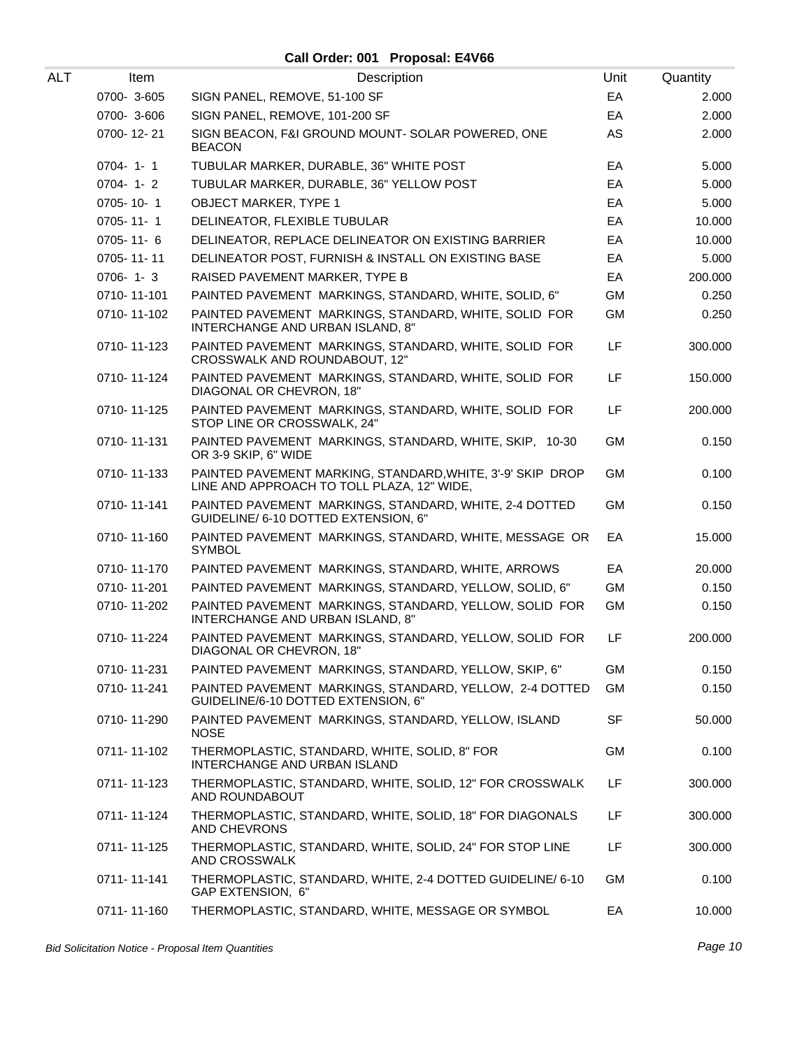**Call Order: 001 Proposal: E4V66**

| ALT | Item | Description | Unit | Quantity |
|---|---|---|---|---|
| | 0700- 3-605 | SIGN PANEL, REMOVE, 51-100 SF | EA | 2.000 |
| | 0700- 3-606 | SIGN PANEL, REMOVE, 101-200 SF | EA | 2.000 |
| | 0700- 12- 21 | SIGN BEACON, F&I GROUND MOUNT- SOLAR POWERED, ONE BEACON | AS | 2.000 |
| | 0704- 1- 1 | TUBULAR MARKER, DURABLE, 36" WHITE POST | EA | 5.000 |
| | 0704- 1- 2 | TUBULAR MARKER, DURABLE, 36" YELLOW POST | EA | 5.000 |
| | 0705- 10- 1 | OBJECT MARKER, TYPE 1 | EA | 5.000 |
| | 0705- 11- 1 | DELINEATOR, FLEXIBLE TUBULAR | EA | 10.000 |
| | 0705- 11- 6 | DELINEATOR, REPLACE DELINEATOR ON EXISTING BARRIER | EA | 10.000 |
| | 0705- 11- 11 | DELINEATOR POST, FURNISH & INSTALL ON EXISTING BASE | EA | 5.000 |
| | 0706- 1- 3 | RAISED PAVEMENT MARKER, TYPE B | EA | 200.000 |
| | 0710- 11-101 | PAINTED PAVEMENT MARKINGS, STANDARD, WHITE, SOLID, 6" | GM | 0.250 |
| | 0710- 11-102 | PAINTED PAVEMENT MARKINGS, STANDARD, WHITE, SOLID FOR INTERCHANGE AND URBAN ISLAND, 8" | GM | 0.250 |
| | 0710- 11-123 | PAINTED PAVEMENT MARKINGS, STANDARD, WHITE, SOLID FOR CROSSWALK AND ROUNDABOUT, 12" | LF | 300.000 |
| | 0710- 11-124 | PAINTED PAVEMENT MARKINGS, STANDARD, WHITE, SOLID FOR DIAGONAL OR CHEVRON, 18" | LF | 150.000 |
| | 0710- 11-125 | PAINTED PAVEMENT MARKINGS, STANDARD, WHITE, SOLID FOR STOP LINE OR CROSSWALK, 24" | LF | 200.000 |
| | 0710- 11-131 | PAINTED PAVEMENT MARKINGS, STANDARD, WHITE, SKIP, 10-30 OR 3-9 SKIP, 6" WIDE | GM | 0.150 |
| | 0710- 11-133 | PAINTED PAVEMENT MARKING, STANDARD,WHITE, 3'-9' SKIP DROP LINE AND APPROACH TO TOLL PLAZA, 12" WIDE, | GM | 0.100 |
| | 0710- 11-141 | PAINTED PAVEMENT MARKINGS, STANDARD, WHITE, 2-4 DOTTED GUIDELINE/ 6-10 DOTTED EXTENSION, 6" | GM | 0.150 |
| | 0710- 11-160 | PAINTED PAVEMENT MARKINGS, STANDARD, WHITE, MESSAGE OR SYMBOL | EA | 15.000 |
| | 0710- 11-170 | PAINTED PAVEMENT MARKINGS, STANDARD, WHITE, ARROWS | EA | 20.000 |
| | 0710- 11-201 | PAINTED PAVEMENT MARKINGS, STANDARD, YELLOW, SOLID, 6" | GM | 0.150 |
| | 0710- 11-202 | PAINTED PAVEMENT MARKINGS, STANDARD, YELLOW, SOLID FOR INTERCHANGE AND URBAN ISLAND, 8" | GM | 0.150 |
| | 0710- 11-224 | PAINTED PAVEMENT MARKINGS, STANDARD, YELLOW, SOLID FOR DIAGONAL OR CHEVRON, 18" | LF | 200.000 |
| | 0710- 11-231 | PAINTED PAVEMENT MARKINGS, STANDARD, YELLOW, SKIP, 6" | GM | 0.150 |
| | 0710- 11-241 | PAINTED PAVEMENT MARKINGS, STANDARD, YELLOW, 2-4 DOTTED GUIDELINE/6-10 DOTTED EXTENSION, 6" | GM | 0.150 |
| | 0710- 11-290 | PAINTED PAVEMENT MARKINGS, STANDARD, YELLOW, ISLAND NOSE | SF | 50.000 |
| | 0711- 11-102 | THERMOPLASTIC, STANDARD, WHITE, SOLID, 8" FOR INTERCHANGE AND URBAN ISLAND | GM | 0.100 |
| | 0711- 11-123 | THERMOPLASTIC, STANDARD, WHITE, SOLID, 12" FOR CROSSWALK AND ROUNDABOUT | LF | 300.000 |
| | 0711- 11-124 | THERMOPLASTIC, STANDARD, WHITE, SOLID, 18" FOR DIAGONALS AND CHEVRONS | LF | 300.000 |
| | 0711- 11-125 | THERMOPLASTIC, STANDARD, WHITE, SOLID, 24" FOR STOP LINE AND CROSSWALK | LF | 300.000 |
| | 0711- 11-141 | THERMOPLASTIC, STANDARD, WHITE, 2-4 DOTTED GUIDELINE/ 6-10 GAP EXTENSION, 6" | GM | 0.100 |
| | 0711- 11-160 | THERMOPLASTIC, STANDARD, WHITE, MESSAGE OR SYMBOL | EA | 10.000 |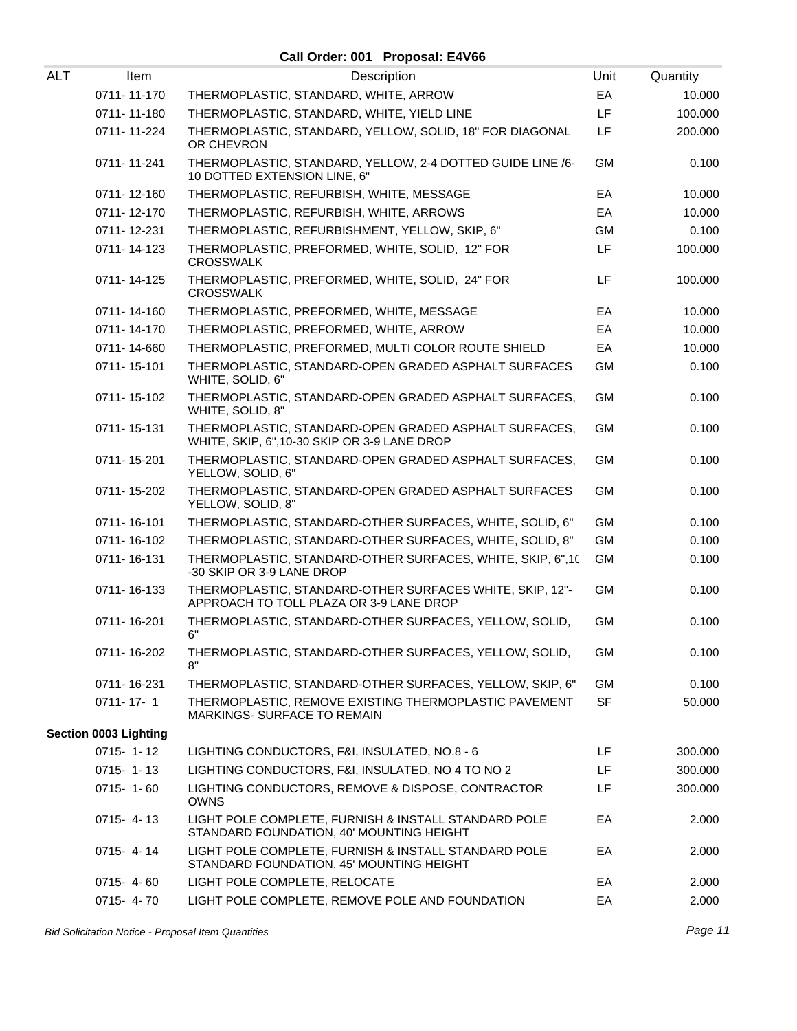## Call Order: 001 Proposal: E4V66

| ALT | Item | Description | Unit | Quantity |
|---|---|---|---|---|
| | 0711- 11-170 | THERMOPLASTIC, STANDARD, WHITE, ARROW | EA | 10.000 |
| | 0711- 11-180 | THERMOPLASTIC, STANDARD, WHITE, YIELD LINE | LF | 100.000 |
| | 0711- 11-224 | THERMOPLASTIC, STANDARD, YELLOW, SOLID, 18" FOR DIAGONAL OR CHEVRON | LF | 200.000 |
| | 0711- 11-241 | THERMOPLASTIC, STANDARD, YELLOW, 2-4 DOTTED GUIDE LINE /6-10 DOTTED EXTENSION LINE, 6" | GM | 0.100 |
| | 0711- 12-160 | THERMOPLASTIC, REFURBISH, WHITE, MESSAGE | EA | 10.000 |
| | 0711- 12-170 | THERMOPLASTIC, REFURBISH, WHITE, ARROWS | EA | 10.000 |
| | 0711- 12-231 | THERMOPLASTIC, REFURBISHMENT, YELLOW, SKIP, 6" | GM | 0.100 |
| | 0711- 14-123 | THERMOPLASTIC, PREFORMED, WHITE, SOLID, 12" FOR CROSSWALK | LF | 100.000 |
| | 0711- 14-125 | THERMOPLASTIC, PREFORMED, WHITE, SOLID, 24" FOR CROSSWALK | LF | 100.000 |
| | 0711- 14-160 | THERMOPLASTIC, PREFORMED, WHITE, MESSAGE | EA | 10.000 |
| | 0711- 14-170 | THERMOPLASTIC, PREFORMED, WHITE, ARROW | EA | 10.000 |
| | 0711- 14-660 | THERMOPLASTIC, PREFORMED, MULTI COLOR ROUTE SHIELD | EA | 10.000 |
| | 0711- 15-101 | THERMOPLASTIC, STANDARD-OPEN GRADED ASPHALT SURFACES WHITE, SOLID, 6" | GM | 0.100 |
| | 0711- 15-102 | THERMOPLASTIC, STANDARD-OPEN GRADED ASPHALT SURFACES, WHITE, SOLID, 8" | GM | 0.100 |
| | 0711- 15-131 | THERMOPLASTIC, STANDARD-OPEN GRADED ASPHALT SURFACES, WHITE, SKIP, 6",10-30 SKIP OR 3-9 LANE DROP | GM | 0.100 |
| | 0711- 15-201 | THERMOPLASTIC, STANDARD-OPEN GRADED ASPHALT SURFACES, YELLOW, SOLID, 6" | GM | 0.100 |
| | 0711- 15-202 | THERMOPLASTIC, STANDARD-OPEN GRADED ASPHALT SURFACES YELLOW, SOLID, 8" | GM | 0.100 |
| | 0711- 16-101 | THERMOPLASTIC, STANDARD-OTHER SURFACES, WHITE, SOLID, 6" | GM | 0.100 |
| | 0711- 16-102 | THERMOPLASTIC, STANDARD-OTHER SURFACES, WHITE, SOLID, 8" | GM | 0.100 |
| | 0711- 16-131 | THERMOPLASTIC, STANDARD-OTHER SURFACES, WHITE, SKIP, 6",10-30 SKIP OR 3-9 LANE DROP | GM | 0.100 |
| | 0711- 16-133 | THERMOPLASTIC, STANDARD-OTHER SURFACES WHITE, SKIP, 12"-APPROACH TO TOLL PLAZA OR 3-9 LANE DROP | GM | 0.100 |
| | 0711- 16-201 | THERMOPLASTIC, STANDARD-OTHER SURFACES, YELLOW, SOLID, 6" | GM | 0.100 |
| | 0711- 16-202 | THERMOPLASTIC, STANDARD-OTHER SURFACES, YELLOW, SOLID, 8" | GM | 0.100 |
| | 0711- 16-231 | THERMOPLASTIC, STANDARD-OTHER SURFACES, YELLOW, SKIP, 6" | GM | 0.100 |
| | 0711- 17- 1 | THERMOPLASTIC, REMOVE EXISTING THERMOPLASTIC PAVEMENT MARKINGS- SURFACE TO REMAIN | SF | 50.000 |
| **Section 0003 Lighting** | | | | |
| | 0715- 1- 12 | LIGHTING CONDUCTORS, F&I, INSULATED, NO.8 - 6 | LF | 300.000 |
| | 0715- 1- 13 | LIGHTING CONDUCTORS, F&I, INSULATED, NO 4 TO NO 2 | LF | 300.000 |
| | 0715- 1- 60 | LIGHTING CONDUCTORS, REMOVE & DISPOSE, CONTRACTOR OWNS | LF | 300.000 |
| | 0715- 4- 13 | LIGHT POLE COMPLETE, FURNISH & INSTALL STANDARD POLE STANDARD FOUNDATION, 40' MOUNTING HEIGHT | EA | 2.000 |
| | 0715- 4- 14 | LIGHT POLE COMPLETE, FURNISH & INSTALL STANDARD POLE STANDARD FOUNDATION, 45' MOUNTING HEIGHT | EA | 2.000 |
| | 0715- 4- 60 | LIGHT POLE COMPLETE, RELOCATE | EA | 2.000 |
| | 0715- 4- 70 | LIGHT POLE COMPLETE, REMOVE POLE AND FOUNDATION | EA | 2.000 |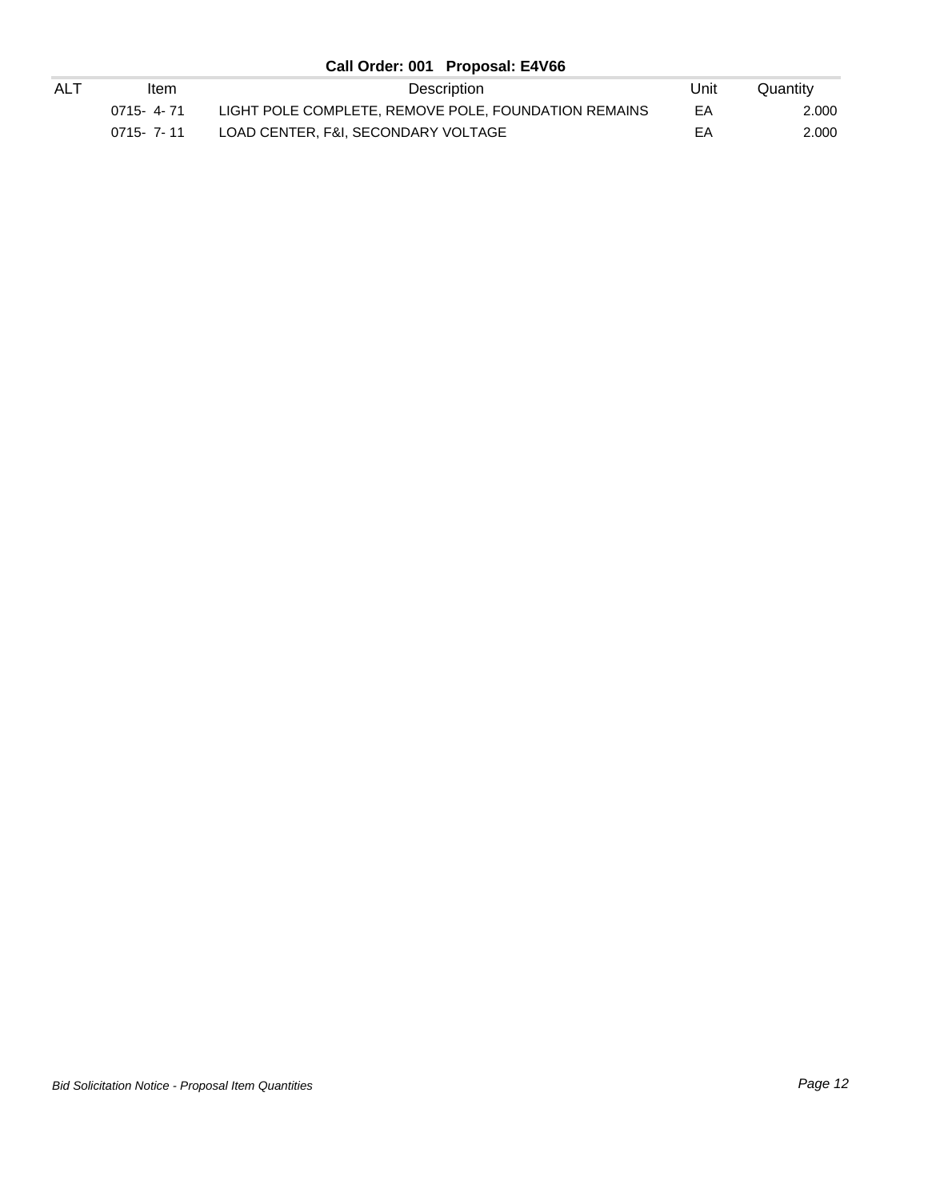**Call Order: 001   Proposal: E4V66**

| ALT | Item | Description | Unit | Quantity |
|---|---|---|---|---|
| | 0715- 4- 71 | LIGHT POLE COMPLETE, REMOVE POLE, FOUNDATION REMAINS | EA | 2.000 |
| | 0715- 7- 11 | LOAD CENTER, F&I, SECONDARY VOLTAGE | EA | 2.000 |